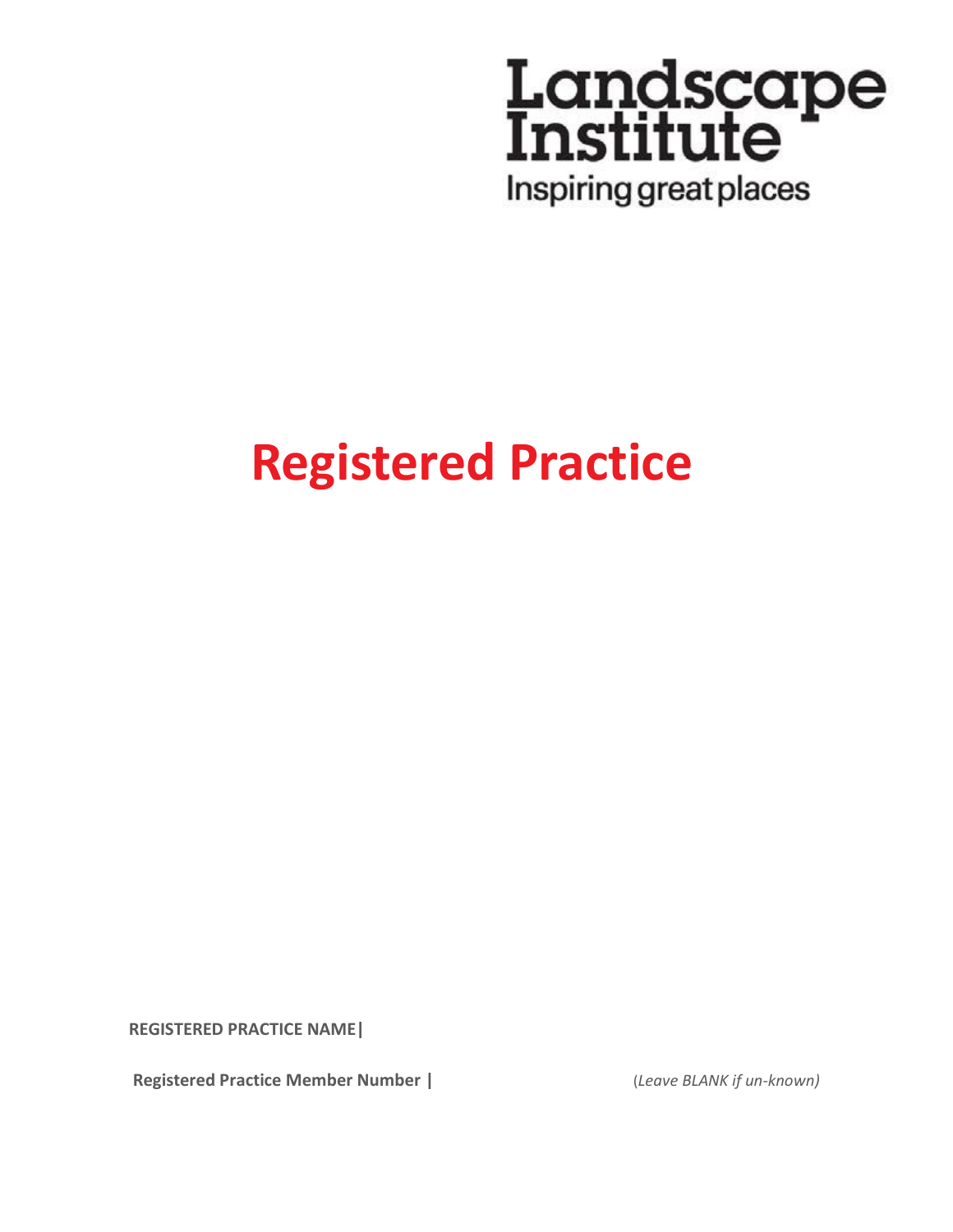Landscape Institute

Inspiring great places

# Registered Practice

**REGISTERED PRACTICE NAME|**

**Registered Practice Member Number |** (*Leave BLANK if un-known)*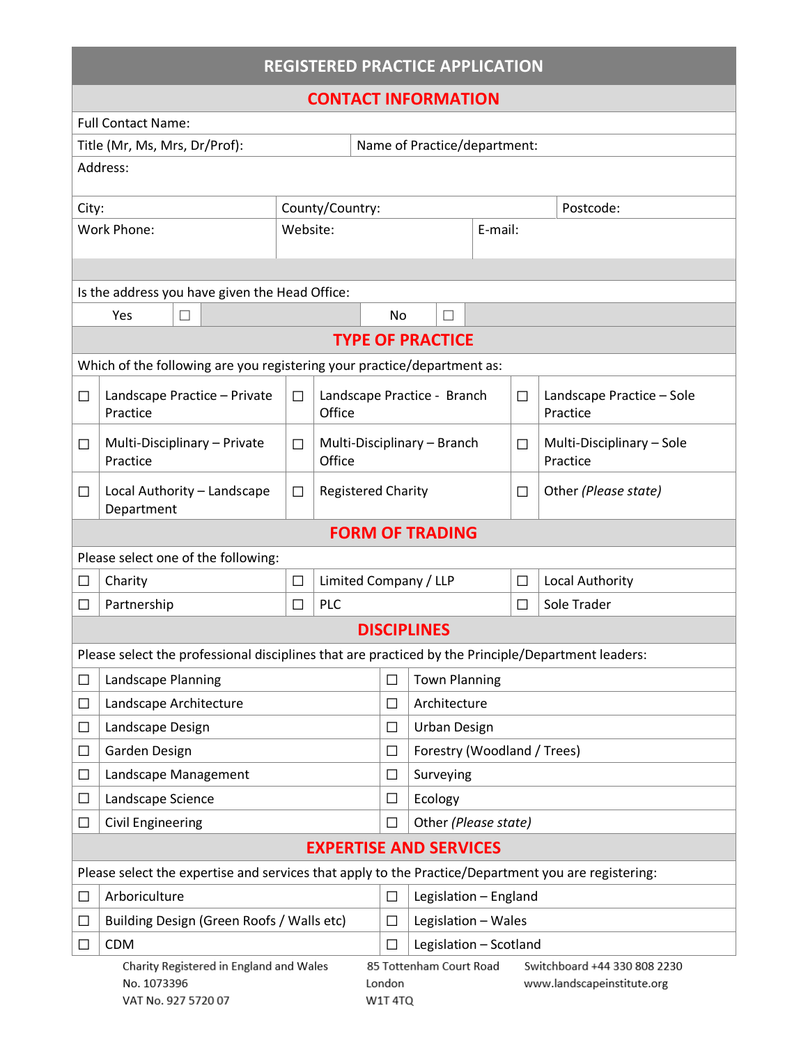# REGISTERED PRACTICE APPLICATION

## CONTACT INFORMATION

| | | |
|---|---|---|
| Full Contact Name: | | |
| Title (Mr, Ms, Mrs, Dr/Prof): | Name of Practice/department: | |
| Address: | | |
| City: | County/Country: | Postcode: |
| Work Phone: | Website: | E-mail: |

Is the address you have given the Head Office:

| | | | |
|---|---|---|---|
| Yes | ☐ | No | ☐ |

## TYPE OF PRACTICE

Which of the following are you registering your practice/department as:

| | | | | | |
|---|---|---|---|---|---|
| ☐ | Landscape Practice – Private Practice | ☐ | Landscape Practice - Branch Office | ☐ | Landscape Practice – Sole Practice |
| ☐ | Multi-Disciplinary – Private Practice | ☐ | Multi-Disciplinary – Branch Office | ☐ | Multi-Disciplinary – Sole Practice |
| ☐ | Local Authority – Landscape Department | ☐ | Registered Charity | ☐ | Other *(Please state)* |

## FORM OF TRADING

Please select one of the following:

| | | | | | |
|---|---|---|---|---|---|
| ☐ | Charity | ☐ | Limited Company / LLP | ☐ | Local Authority |
| ☐ | Partnership | ☐ | PLC | ☐ | Sole Trader |

## DISCIPLINES

Please select the professional disciplines that are practiced by the Principle/Department leaders:

| | | | |
|---|---|---|---|
| ☐ | Landscape Planning | ☐ | Town Planning |
| ☐ | Landscape Architecture | ☐ | Architecture |
| ☐ | Landscape Design | ☐ | Urban Design |
| ☐ | Garden Design | ☐ | Forestry (Woodland / Trees) |
| ☐ | Landscape Management | ☐ | Surveying |
| ☐ | Landscape Science | ☐ | Ecology |
| ☐ | Civil Engineering | ☐ | Other *(Please state)* |

## EXPERTISE AND SERVICES

Please select the expertise and services that apply to the Practice/Department you are registering:

| | | | |
|---|---|---|---|
| ☐ | Arboriculture | ☐ | Legislation – England |
| ☐ | Building Design (Green Roofs / Walls etc) | ☐ | Legislation – Wales |
| ☐ | CDM | ☐ | Legislation – Scotland |

Charity Registered in England and Wales No. 1073396
VAT No. 927 5720 07

85 Tottenham Court Road
London
W1T 4TQ

Switchboard +44 330 808 2230
www.landscapeinstitute.org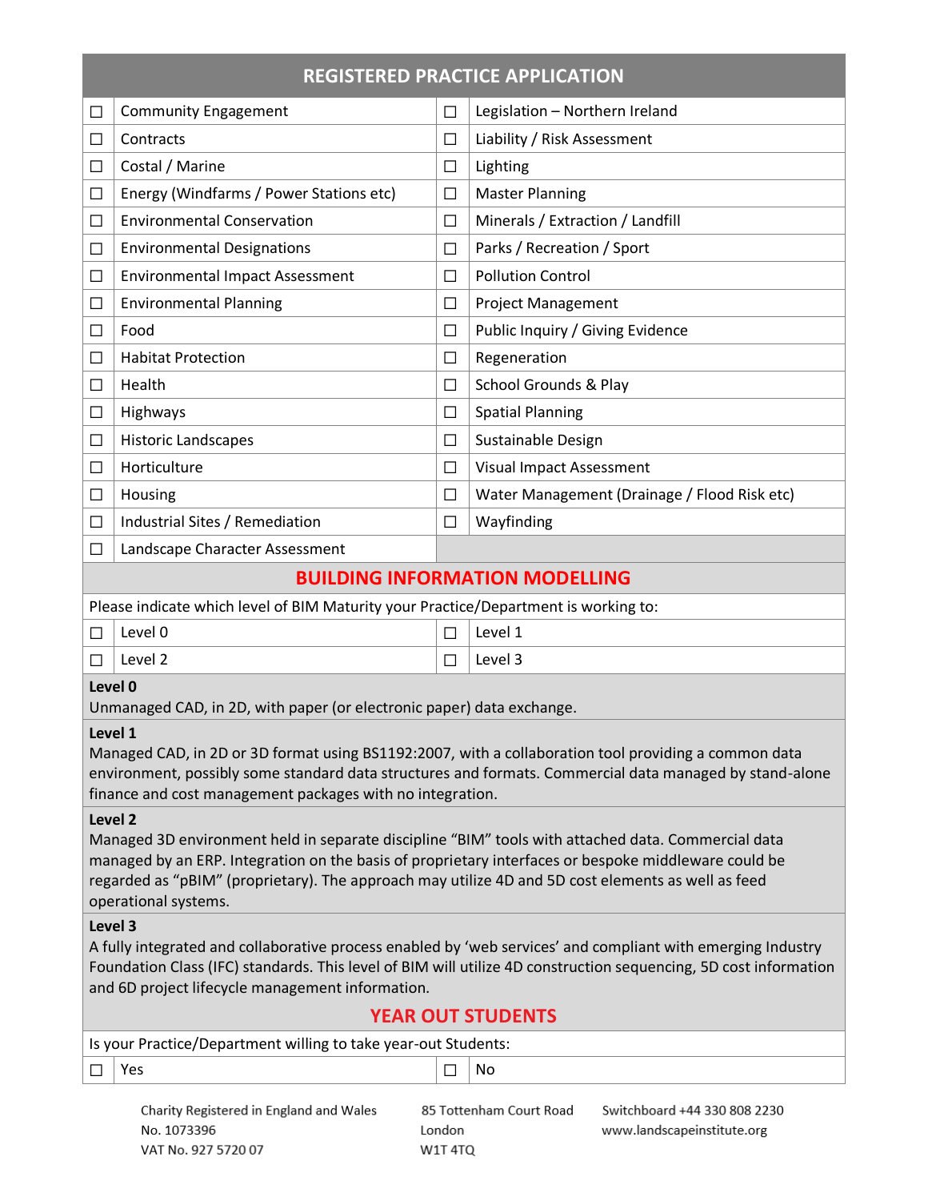## REGISTERED PRACTICE APPLICATION

| | | | |
|---|---|---|---|
| ☐ | Community Engagement | ☐ | Legislation – Northern Ireland |
| ☐ | Contracts | ☐ | Liability / Risk Assessment |
| ☐ | Costal / Marine | ☐ | Lighting |
| ☐ | Energy (Windfarms / Power Stations etc) | ☐ | Master Planning |
| ☐ | Environmental Conservation | ☐ | Minerals / Extraction / Landfill |
| ☐ | Environmental Designations | ☐ | Parks / Recreation / Sport |
| ☐ | Environmental Impact Assessment | ☐ | Pollution Control |
| ☐ | Environmental Planning | ☐ | Project Management |
| ☐ | Food | ☐ | Public Inquiry / Giving Evidence |
| ☐ | Habitat Protection | ☐ | Regeneration |
| ☐ | Health | ☐ | School Grounds & Play |
| ☐ | Highways | ☐ | Spatial Planning |
| ☐ | Historic Landscapes | ☐ | Sustainable Design |
| ☐ | Horticulture | ☐ | Visual Impact Assessment |
| ☐ | Housing | ☐ | Water Management (Drainage / Flood Risk etc) |
| ☐ | Industrial Sites / Remediation | ☐ | Wayfinding |
| ☐ | Landscape Character Assessment | | |

## BUILDING INFORMATION MODELLING

Please indicate which level of BIM Maturity your Practice/Department is working to:

| | | | |
|---|---|---|---|
| ☐ | Level 0 | ☐ | Level 1 |
| ☐ | Level 2 | ☐ | Level 3 |

**Level 0**
Unmanaged CAD, in 2D, with paper (or electronic paper) data exchange.

**Level 1**
Managed CAD, in 2D or 3D format using BS1192:2007, with a collaboration tool providing a common data environment, possibly some standard data structures and formats. Commercial data managed by stand-alone finance and cost management packages with no integration.

**Level 2**
Managed 3D environment held in separate discipline "BIM" tools with attached data. Commercial data managed by an ERP. Integration on the basis of proprietary interfaces or bespoke middleware could be regarded as "pBIM" (proprietary). The approach may utilize 4D and 5D cost elements as well as feed operational systems.

**Level 3**
A fully integrated and collaborative process enabled by 'web services' and compliant with emerging Industry Foundation Class (IFC) standards. This level of BIM will utilize 4D construction sequencing, 5D cost information and 6D project lifecycle management information.

## YEAR OUT STUDENTS

Is your Practice/Department willing to take year-out Students:

| | | | |
|---|---|---|---|
| ☐ | Yes | ☐ | No |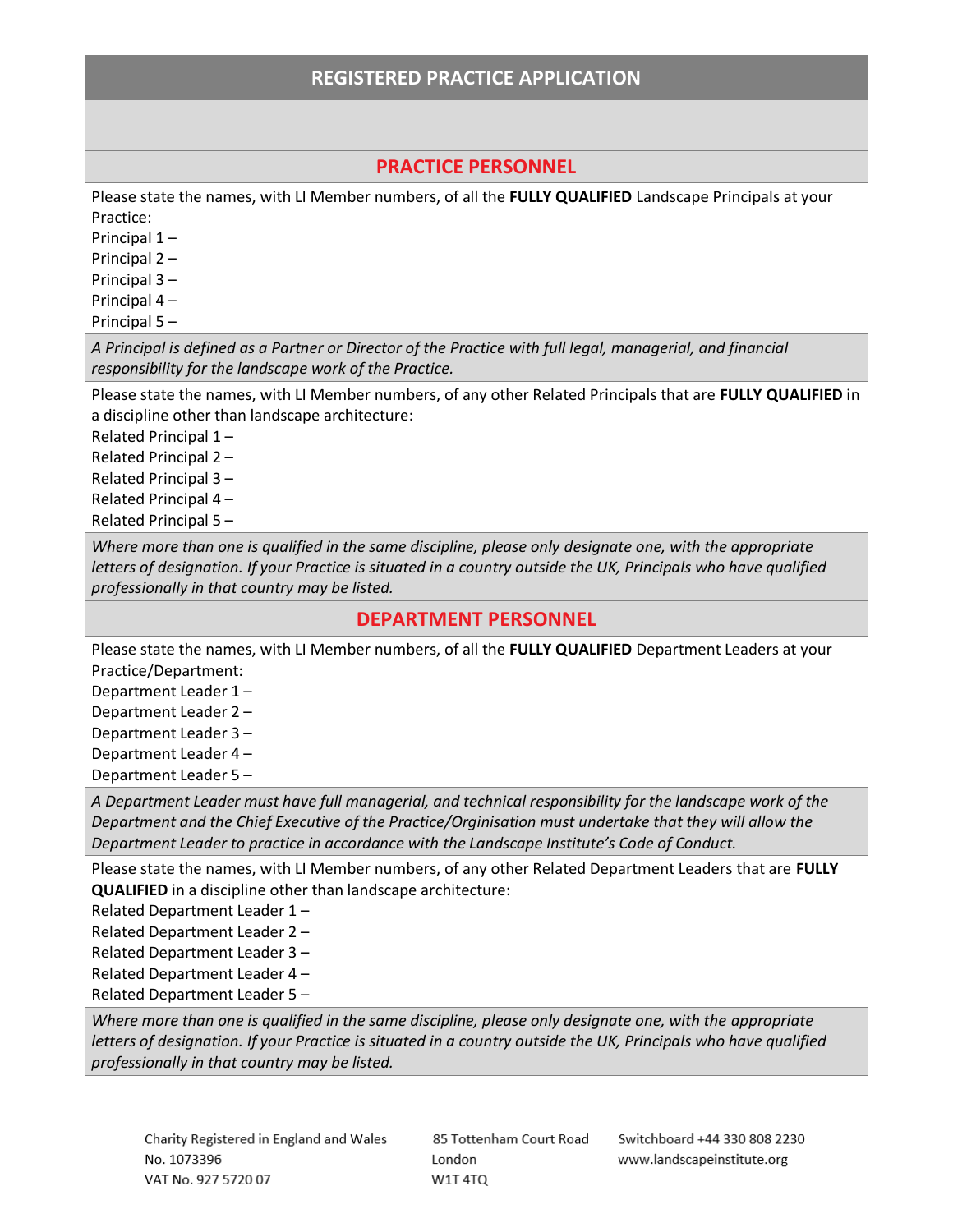## REGISTERED PRACTICE APPLICATION

### PRACTICE PERSONNEL

Please state the names, with LI Member numbers, of all the **FULLY QUALIFIED** Landscape Principals at your Practice:

Principal 1 –
Principal 2 –
Principal 3 –
Principal 4 –
Principal 5 –

*A Principal is defined as a Partner or Director of the Practice with full legal, managerial, and financial responsibility for the landscape work of the Practice.*

Please state the names, with LI Member numbers, of any other Related Principals that are **FULLY QUALIFIED** in a discipline other than landscape architecture:

Related Principal 1 –
Related Principal 2 –
Related Principal 3 –
Related Principal 4 –
Related Principal 5 –

*Where more than one is qualified in the same discipline, please only designate one, with the appropriate letters of designation. If your Practice is situated in a country outside the UK, Principals who have qualified professionally in that country may be listed.*

### DEPARTMENT PERSONNEL

Please state the names, with LI Member numbers, of all the **FULLY QUALIFIED** Department Leaders at your Practice/Department:

Department Leader 1 –
Department Leader 2 –
Department Leader 3 –
Department Leader 4 –
Department Leader 5 –

*A Department Leader must have full managerial, and technical responsibility for the landscape work of the Department and the Chief Executive of the Practice/Orginisation must undertake that they will allow the Department Leader to practice in accordance with the Landscape Institute's Code of Conduct.*

Please state the names, with LI Member numbers, of any other Related Department Leaders that are **FULLY QUALIFIED** in a discipline other than landscape architecture:

Related Department Leader 1 –
Related Department Leader 2 –
Related Department Leader 3 –
Related Department Leader 4 –
Related Department Leader 5 –

*Where more than one is qualified in the same discipline, please only designate one, with the appropriate letters of designation. If your Practice is situated in a country outside the UK, Principals who have qualified professionally in that country may be listed.*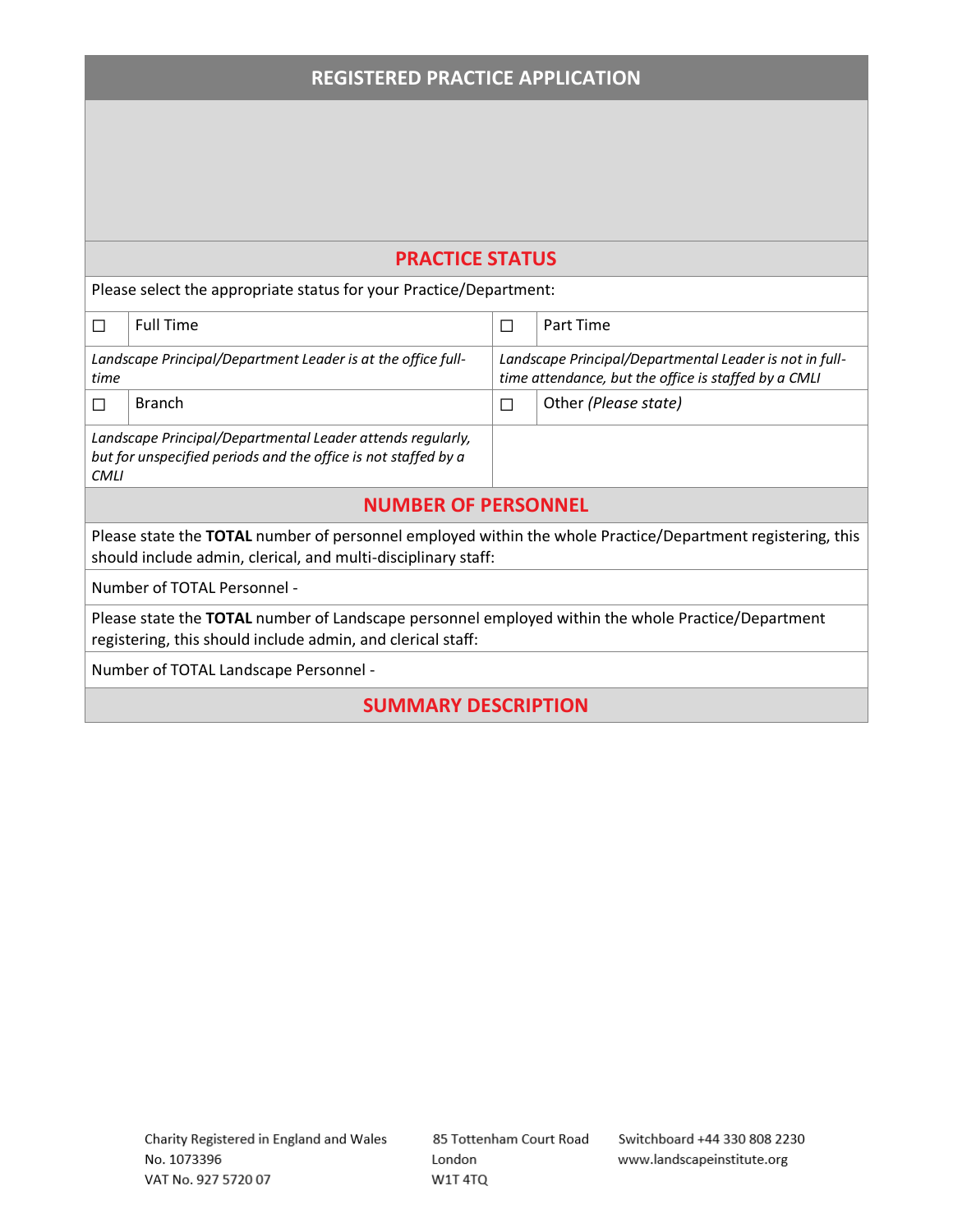## REGISTERED PRACTICE APPLICATION

## PRACTICE STATUS

Please select the appropriate status for your Practice/Department:

| ☐ | Full Time | ☐ | Part Time |
|---|---|---|---|
| *Landscape Principal/Department Leader is at the office full-time* | | *Landscape Principal/Departmental Leader is not in full-time attendance, but the office is staffed by a CMLI* | |
| ☐ | Branch | ☐ | Other *(Please state)* |
| *Landscape Principal/Departmental Leader attends regularly, but for unspecified periods and the office is not staffed by a CMLI* | | | |

## NUMBER OF PERSONNEL

Please state the **TOTAL** number of personnel employed within the whole Practice/Department registering, this should include admin, clerical, and multi-disciplinary staff:

Number of TOTAL Personnel -

Please state the **TOTAL** number of Landscape personnel employed within the whole Practice/Department registering, this should include admin, and clerical staff:

Number of TOTAL Landscape Personnel -

## SUMMARY DESCRIPTION

Charity Registered in England and Wales
No. 1073396
VAT No. 927 5720 07

85 Tottenham Court Road
London
W1T 4TQ

Switchboard +44 330 808 2230
www.landscapeinstitute.org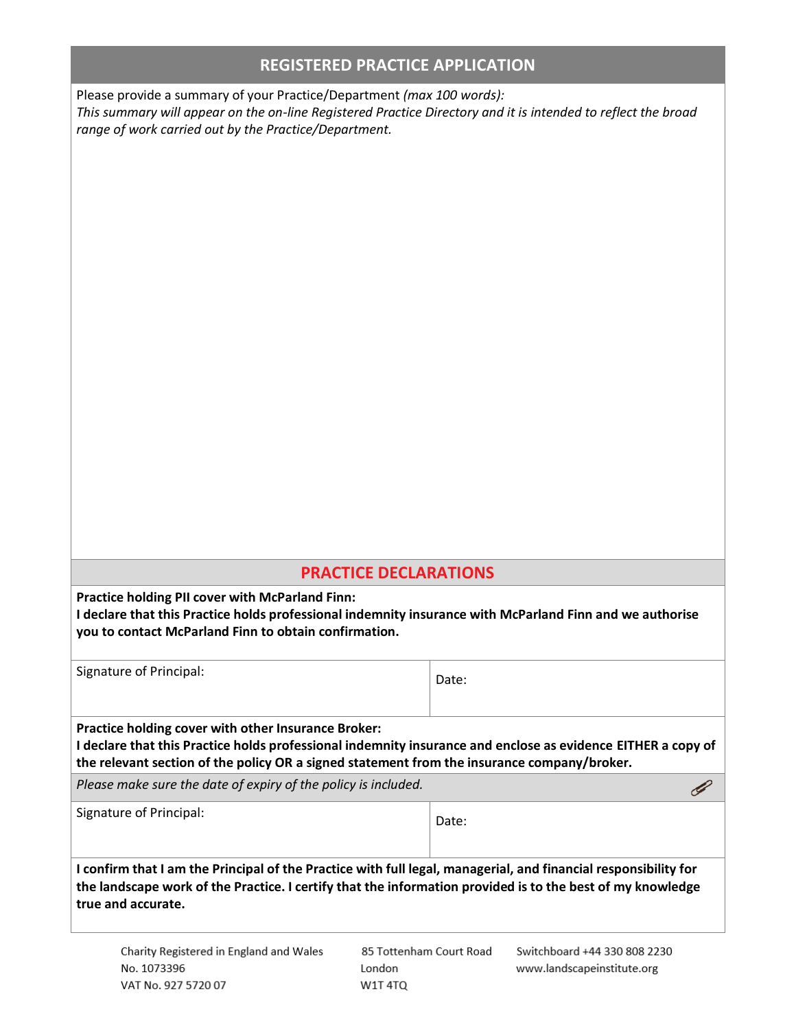## REGISTERED PRACTICE APPLICATION

Please provide a summary of your Practice/Department *(max 100 words):*
*This summary will appear on the on-line Registered Practice Directory and it is intended to reflect the broad range of work carried out by the Practice/Department.*

## PRACTICE DECLARATIONS

**Practice holding PII cover with McParland Finn:**
**I declare that this Practice holds professional indemnity insurance with McParland Finn and we authorise you to contact McParland Finn to obtain confirmation.**

| Signature of Principal: | Date: |
|---|---|

**Practice holding cover with other Insurance Broker:**
**I declare that this Practice holds professional indemnity insurance and enclose as evidence EITHER a copy of the relevant section of the policy OR a signed statement from the insurance company/broker.**

*Please make sure the date of expiry of the policy is included.*

| Signature of Principal: | Date: |
|---|---|

**I confirm that I am the Principal of the Practice with full legal, managerial, and financial responsibility for the landscape work of the Practice. I certify that the information provided is to the best of my knowledge true and accurate.**

Charity Registered in England and Wales No. 1073396
VAT No. 927 5720 07

85 Tottenham Court Road
London
W1T 4TQ

Switchboard +44 330 808 2230
www.landscapeinstitute.org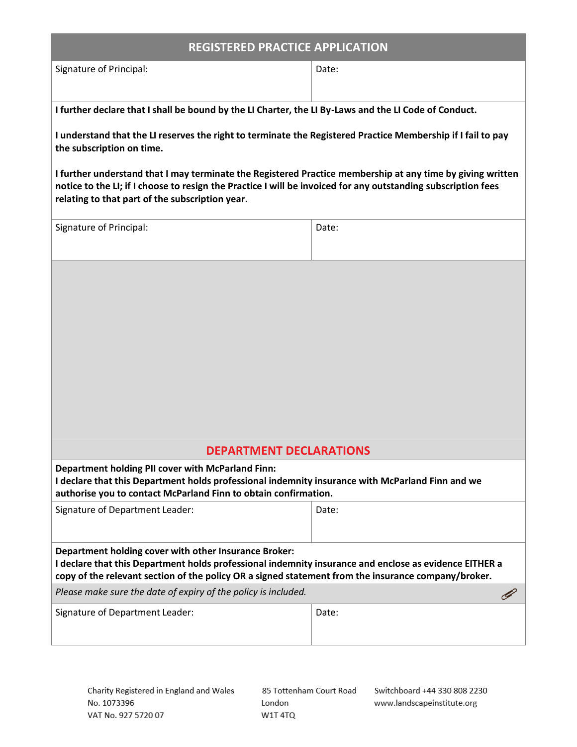## REGISTERED PRACTICE APPLICATION

| Signature of Principal: | Date: |
|---|---|

**I further declare that I shall be bound by the LI Charter, the LI By-Laws and the LI Code of Conduct.**

**I understand that the LI reserves the right to terminate the Registered Practice Membership if I fail to pay the subscription on time.**

**I further understand that I may terminate the Registered Practice membership at any time by giving written notice to the LI; if I choose to resign the Practice I will be invoiced for any outstanding subscription fees relating to that part of the subscription year.**

| Signature of Principal: | Date: |
|---|---|

## DEPARTMENT DECLARATIONS

**Department holding PII cover with McParland Finn:**
**I declare that this Department holds professional indemnity insurance with McParland Finn and we authorise you to contact McParland Finn to obtain confirmation.**

| Signature of Department Leader: | Date: |
|---|---|

**Department holding cover with other Insurance Broker:**
**I declare that this Department holds professional indemnity insurance and enclose as evidence EITHER a copy of the relevant section of the policy OR a signed statement from the insurance company/broker.**

*Please make sure the date of expiry of the policy is included.*

| Signature of Department Leader: | Date: |
|---|---|

Charity Registered in England and Wales No. 1073396
VAT No. 927 5720 07

85 Tottenham Court Road
London
W1T 4TQ

Switchboard +44 330 808 2230
www.landscapeinstitute.org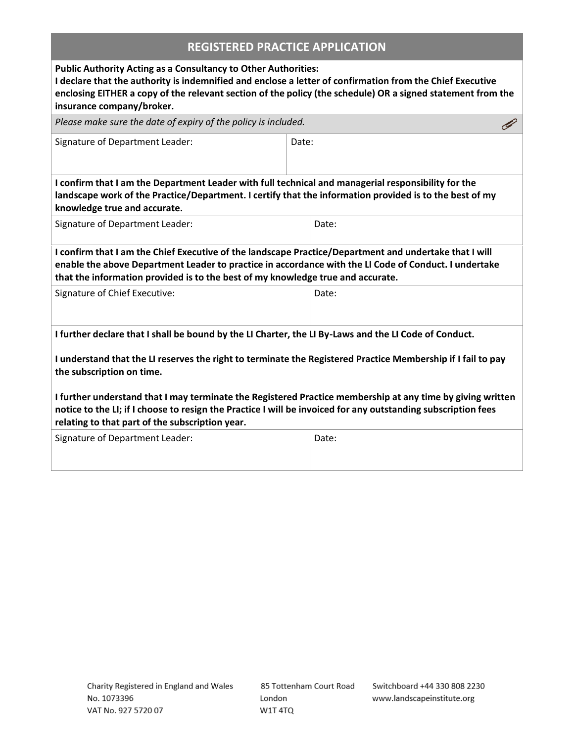## REGISTERED PRACTICE APPLICATION

**Public Authority Acting as a Consultancy to Other Authorities:**
**I declare that the authority is indemnified and enclose a letter of confirmation from the Chief Executive enclosing EITHER a copy of the relevant section of the policy (the schedule) OR a signed statement from the insurance company/broker.**

*Please make sure the date of expiry of the policy is included.*

| Signature of Department Leader: | Date: |
|---|---|

**I confirm that I am the Department Leader with full technical and managerial responsibility for the landscape work of the Practice/Department. I certify that the information provided is to the best of my knowledge true and accurate.**

| Signature of Department Leader: | Date: |
|---|---|

**I confirm that I am the Chief Executive of the landscape Practice/Department and undertake that I will enable the above Department Leader to practice in accordance with the LI Code of Conduct. I undertake that the information provided is to the best of my knowledge true and accurate.**

| Signature of Chief Executive: | Date: |
|---|---|

**I further declare that I shall be bound by the LI Charter, the LI By-Laws and the LI Code of Conduct.**

**I understand that the LI reserves the right to terminate the Registered Practice Membership if I fail to pay the subscription on time.**

**I further understand that I may terminate the Registered Practice membership at any time by giving written notice to the LI; if I choose to resign the Practice I will be invoiced for any outstanding subscription fees relating to that part of the subscription year.**

| Signature of Department Leader: | Date: |
|---|---|

Charity Registered in England and Wales
No. 1073396
VAT No. 927 5720 07

85 Tottenham Court Road
London
W1T 4TQ

Switchboard +44 330 808 2230
www.landscapeinstitute.org